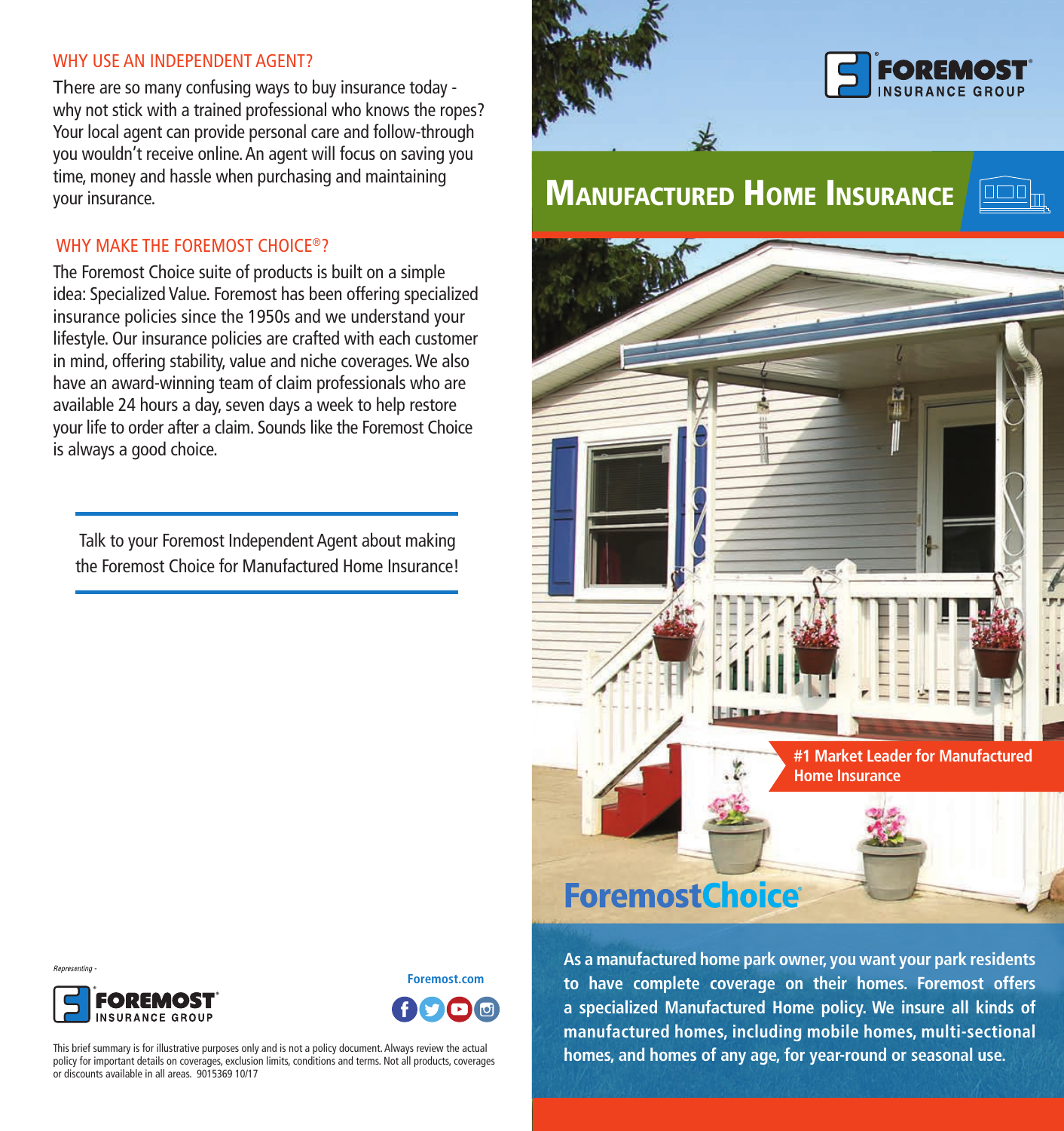## WHY USE AN INDEPENDENT AGENT?

There are so many confusing ways to buy insurance today - why not stick with a trained professional who knows the ropes? Your local agent can provide personal care and follow-through you wouldn't receive online. An agent will focus on saving you time, money and hassle when purchasing and maintaining your insurance.

## WHY MAKE THE FOREMOST CHOICE®?

The Foremost Choice suite of products is built on a simple idea: Specialized Value. Foremost has been offering specialized insurance policies since the 1950s and we understand your lifestyle. Our insurance policies are crafted with each customer in mind, offering stability, value and niche coverages. We also have an award-winning team of claim professionals who are available 24 hours a day, seven days a week to help restore your life to order after a claim. Sounds like the Foremost Choice is always a good choice.

---

Talk to your Foremost Independent Agent about making the Foremost Choice for Manufactured Home Insurance!

---

*Representing -*

FOREMOST INSURANCE GROUP

Foremost.com

This brief summary is for illustrative purposes only and is not a policy document. Always review the actual policy for important details on coverages, exclusion limits, conditions and terms. Not all products, coverages or discounts available in all areas. 9015369 10/17

FOREMOST INSURANCE GROUP

# MANUFACTURED HOME INSURANCE

#1 Market Leader for Manufactured Home Insurance

ForemostChoice®

**As a manufactured home park owner, you want your park residents to have complete coverage on their homes. Foremost offers a specialized Manufactured Home policy. We insure all kinds of manufactured homes, including mobile homes, multi-sectional homes, and homes of any age, for year-round or seasonal use.**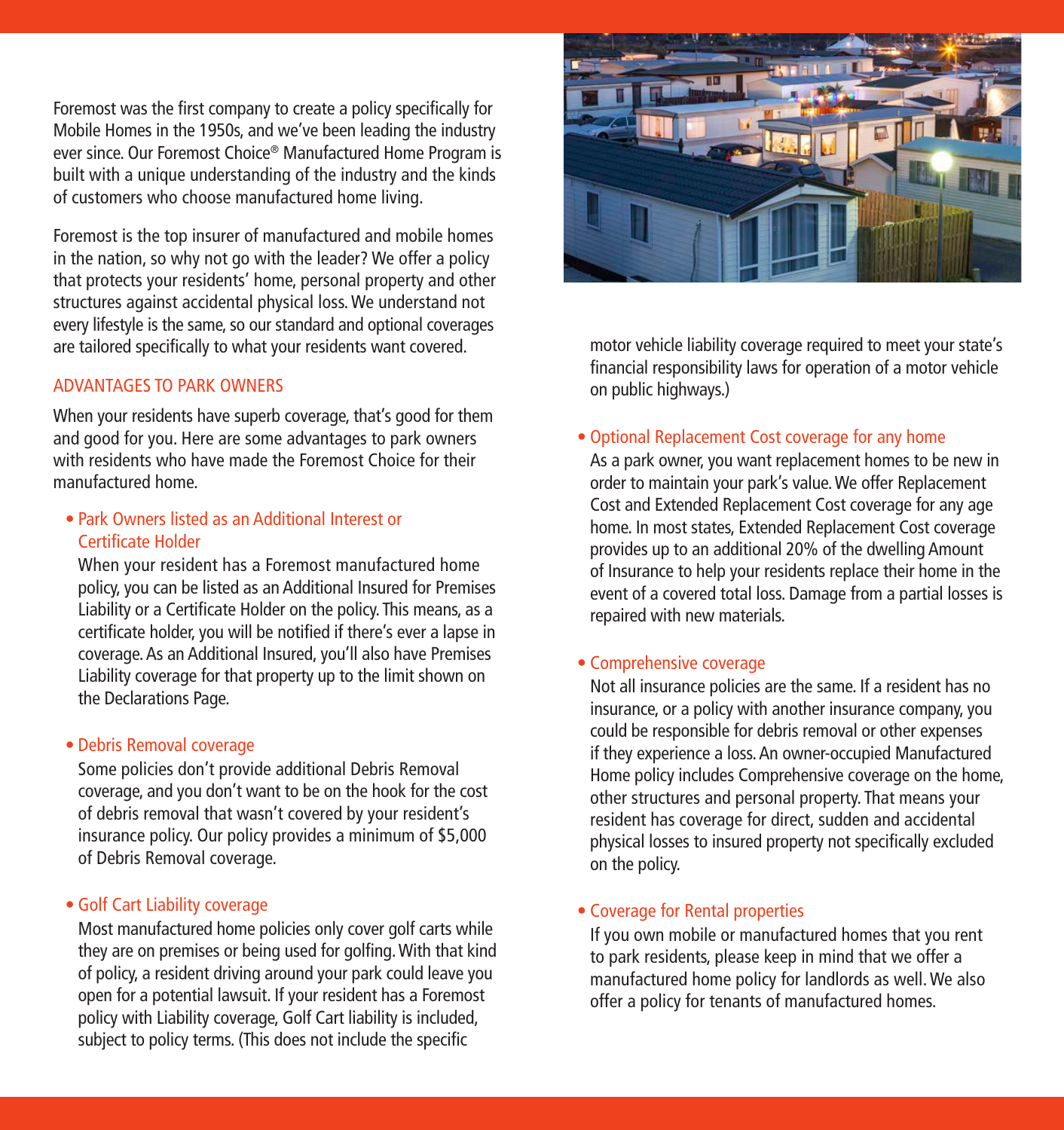Foremost was the first company to create a policy specifically for Mobile Homes in the 1950s, and we've been leading the industry ever since. Our Foremost Choice® Manufactured Home Program is built with a unique understanding of the industry and the kinds of customers who choose manufactured home living.

Foremost is the top insurer of manufactured and mobile homes in the nation, so why not go with the leader? We offer a policy that protects your residents' home, personal property and other structures against accidental physical loss. We understand not every lifestyle is the same, so our standard and optional coverages are tailored specifically to what your residents want covered.

## ADVANTAGES TO PARK OWNERS

When your residents have superb coverage, that's good for them and good for you. Here are some advantages to park owners with residents who have made the Foremost Choice for their manufactured home.

- **Park Owners listed as an Additional Interest or Certificate Holder**
  When your resident has a Foremost manufactured home policy, you can be listed as an Additional Insured for Premises Liability or a Certificate Holder on the policy. This means, as a certificate holder, you will be notified if there's ever a lapse in coverage. As an Additional Insured, you'll also have Premises Liability coverage for that property up to the limit shown on the Declarations Page.

- **Debris Removal coverage**
  Some policies don't provide additional Debris Removal coverage, and you don't want to be on the hook for the cost of debris removal that wasn't covered by your resident's insurance policy. Our policy provides a minimum of $5,000 of Debris Removal coverage.

- **Golf Cart Liability coverage**
  Most manufactured home policies only cover golf carts while they are on premises or being used for golfing. With that kind of policy, a resident driving around your park could leave you open for a potential lawsuit. If your resident has a Foremost policy with Liability coverage, Golf Cart liability is included, subject to policy terms. (This does not include the specific motor vehicle liability coverage required to meet your state's financial responsibility laws for operation of a motor vehicle on public highways.)

- **Optional Replacement Cost coverage for any home**
  As a park owner, you want replacement homes to be new in order to maintain your park's value. We offer Replacement Cost and Extended Replacement Cost coverage for any age home. In most states, Extended Replacement Cost coverage provides up to an additional 20% of the dwelling Amount of Insurance to help your residents replace their home in the event of a covered total loss. Damage from a partial losses is repaired with new materials.

- **Comprehensive coverage**
  Not all insurance policies are the same. If a resident has no insurance, or a policy with another insurance company, you could be responsible for debris removal or other expenses if they experience a loss. An owner-occupied Manufactured Home policy includes Comprehensive coverage on the home, other structures and personal property. That means your resident has coverage for direct, sudden and accidental physical losses to insured property not specifically excluded on the policy.

- **Coverage for Rental properties**
  If you own mobile or manufactured homes that you rent to park residents, please keep in mind that we offer a manufactured home policy for landlords as well. We also offer a policy for tenants of manufactured homes.